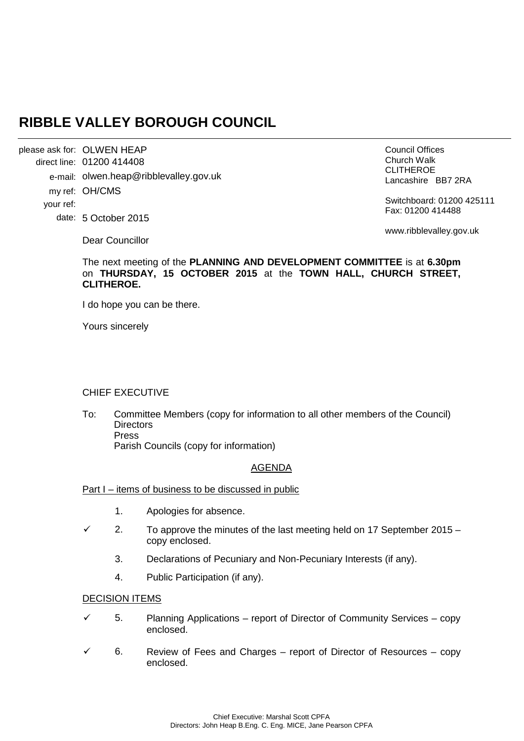# RIBBLE VALLEY BOROUGH COUNCIL

please ask for: OLWEN HEAP
direct line: 01200 414408
e-mail: olwen.heap@ribblevalley.gov.uk
my ref: OH/CMS
your ref:
date: 5 October 2015

Council Offices
Church Walk
CLITHEROE
Lancashire BB7 2RA

Switchboard: 01200 425111
Fax: 01200 414488

www.ribblevalley.gov.uk

Dear Councillor

The next meeting of the **PLANNING AND DEVELOPMENT COMMITTEE** is at **6.30pm** on **THURSDAY, 15 OCTOBER 2015** at the **TOWN HALL, CHURCH STREET, CLITHEROE.**

I do hope you can be there.

Yours sincerely

CHIEF EXECUTIVE

To: Committee Members (copy for information to all other members of the Council)
Directors
Press
Parish Councils (copy for information)

## AGENDA

Part I – items of business to be discussed in public

1. Apologies for absence.

✓ 2. To approve the minutes of the last meeting held on 17 September 2015 – copy enclosed.

3. Declarations of Pecuniary and Non-Pecuniary Interests (if any).

4. Public Participation (if any).

DECISION ITEMS

✓ 5. Planning Applications – report of Director of Community Services – copy enclosed.

✓ 6. Review of Fees and Charges – report of Director of Resources – copy enclosed.

Chief Executive: Marshal Scott CPFA
Directors: John Heap B.Eng. C. Eng. MICE, Jane Pearson CPFA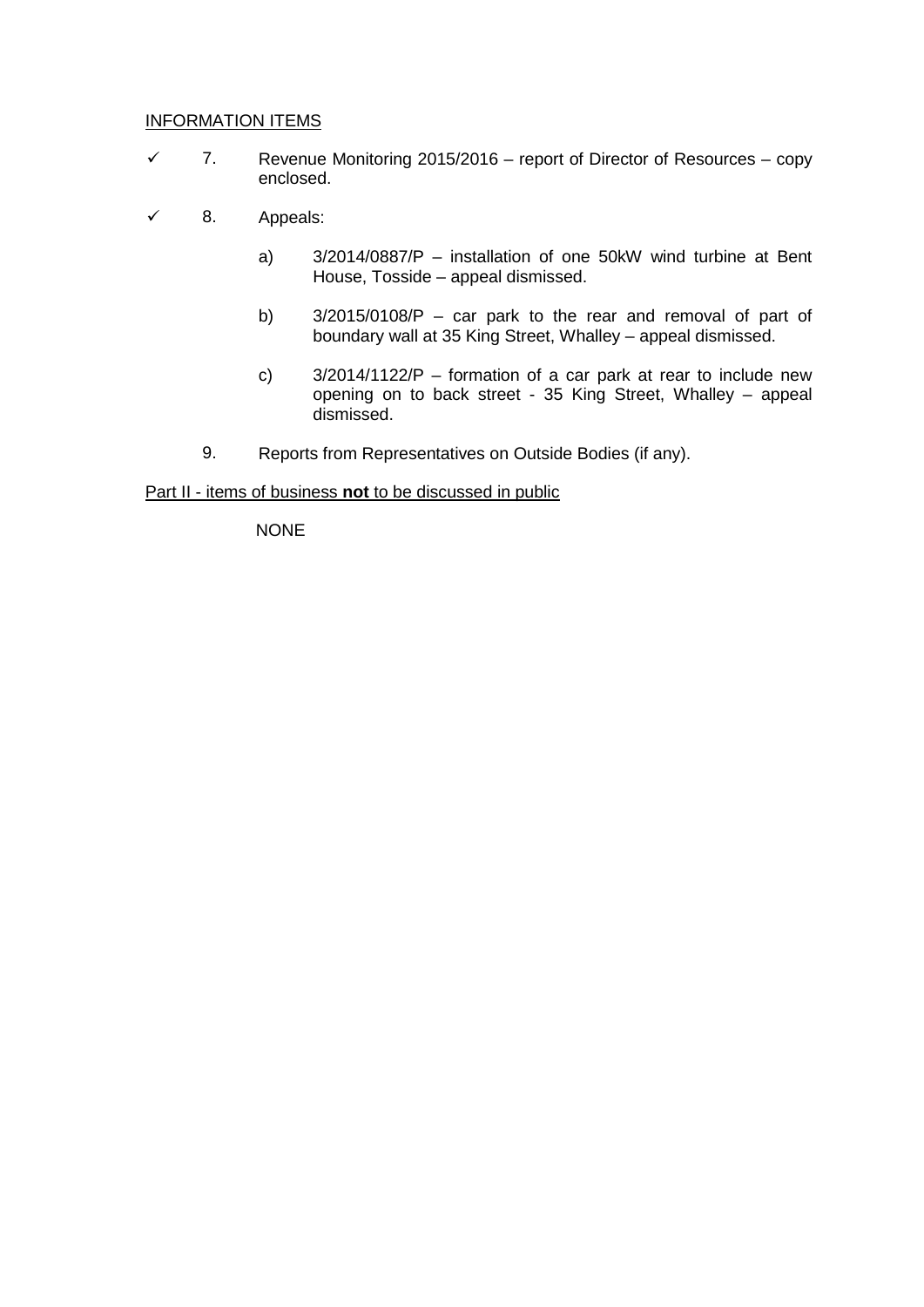INFORMATION ITEMS

- ✓ 7. Revenue Monitoring 2015/2016 – report of Director of Resources – copy enclosed.

- ✓ 8. Appeals:

  a) 3/2014/0887/P – installation of one 50kW wind turbine at Bent House, Tosside – appeal dismissed.

  b) 3/2015/0108/P – car park to the rear and removal of part of boundary wall at 35 King Street, Whalley – appeal dismissed.

  c) 3/2014/1122/P – formation of a car park at rear to include new opening on to back street - 35 King Street, Whalley – appeal dismissed.

- 9. Reports from Representatives on Outside Bodies (if any).

Part II - items of business **not** to be discussed in public

NONE